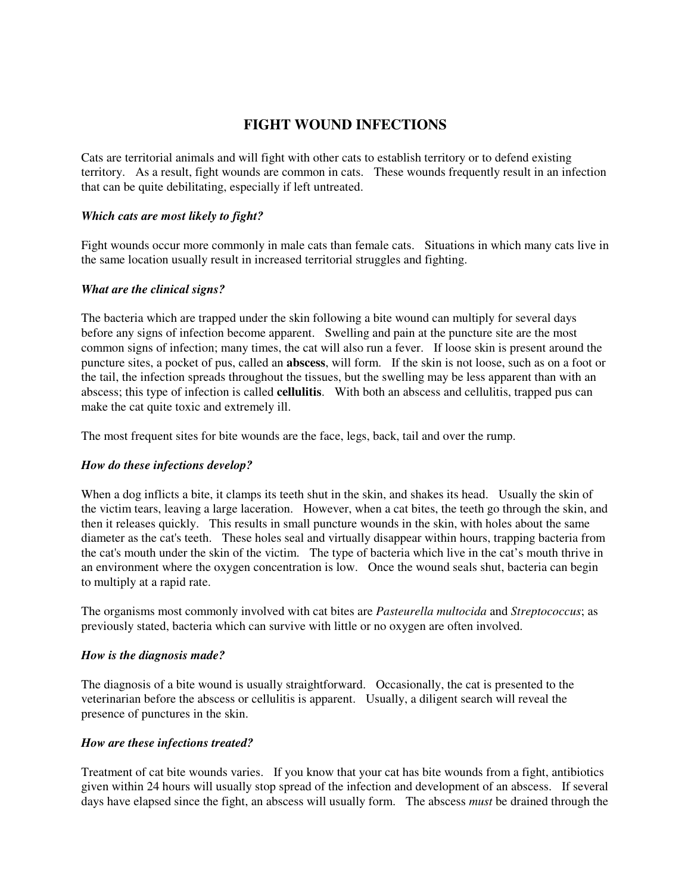# FIGHT WOUND INFECTIONS

Cats are territorial animals and will fight with other cats to establish territory or to defend existing territory. As a result, fight wounds are common in cats. These wounds frequently result in an infection that can be quite debilitating, especially if left untreated.

### *Which cats are most likely to fight?*

Fight wounds occur more commonly in male cats than female cats. Situations in which many cats live in the same location usually result in increased territorial struggles and fighting.

### *What are the clinical signs?*

The bacteria which are trapped under the skin following a bite wound can multiply for several days before any signs of infection become apparent. Swelling and pain at the puncture site are the most common signs of infection; many times, the cat will also run a fever. If loose skin is present around the puncture sites, a pocket of pus, called an **abscess**, will form. If the skin is not loose, such as on a foot or the tail, the infection spreads throughout the tissues, but the swelling may be less apparent than with an abscess; this type of infection is called **cellulitis**. With both an abscess and cellulitis, trapped pus can make the cat quite toxic and extremely ill.

The most frequent sites for bite wounds are the face, legs, back, tail and over the rump.

### *How do these infections develop?*

When a dog inflicts a bite, it clamps its teeth shut in the skin, and shakes its head. Usually the skin of the victim tears, leaving a large laceration. However, when a cat bites, the teeth go through the skin, and then it releases quickly. This results in small puncture wounds in the skin, with holes about the same diameter as the cat's teeth. These holes seal and virtually disappear within hours, trapping bacteria from the cat's mouth under the skin of the victim. The type of bacteria which live in the cat's mouth thrive in an environment where the oxygen concentration is low. Once the wound seals shut, bacteria can begin to multiply at a rapid rate.

The organisms most commonly involved with cat bites are *Pasteurella multocida* and *Streptococcus*; as previously stated, bacteria which can survive with little or no oxygen are often involved.

### *How is the diagnosis made?*

The diagnosis of a bite wound is usually straightforward. Occasionally, the cat is presented to the veterinarian before the abscess or cellulitis is apparent. Usually, a diligent search will reveal the presence of punctures in the skin.

### *How are these infections treated?*

Treatment of cat bite wounds varies. If you know that your cat has bite wounds from a fight, antibiotics given within 24 hours will usually stop spread of the infection and development of an abscess. If several days have elapsed since the fight, an abscess will usually form. The abscess *must* be drained through the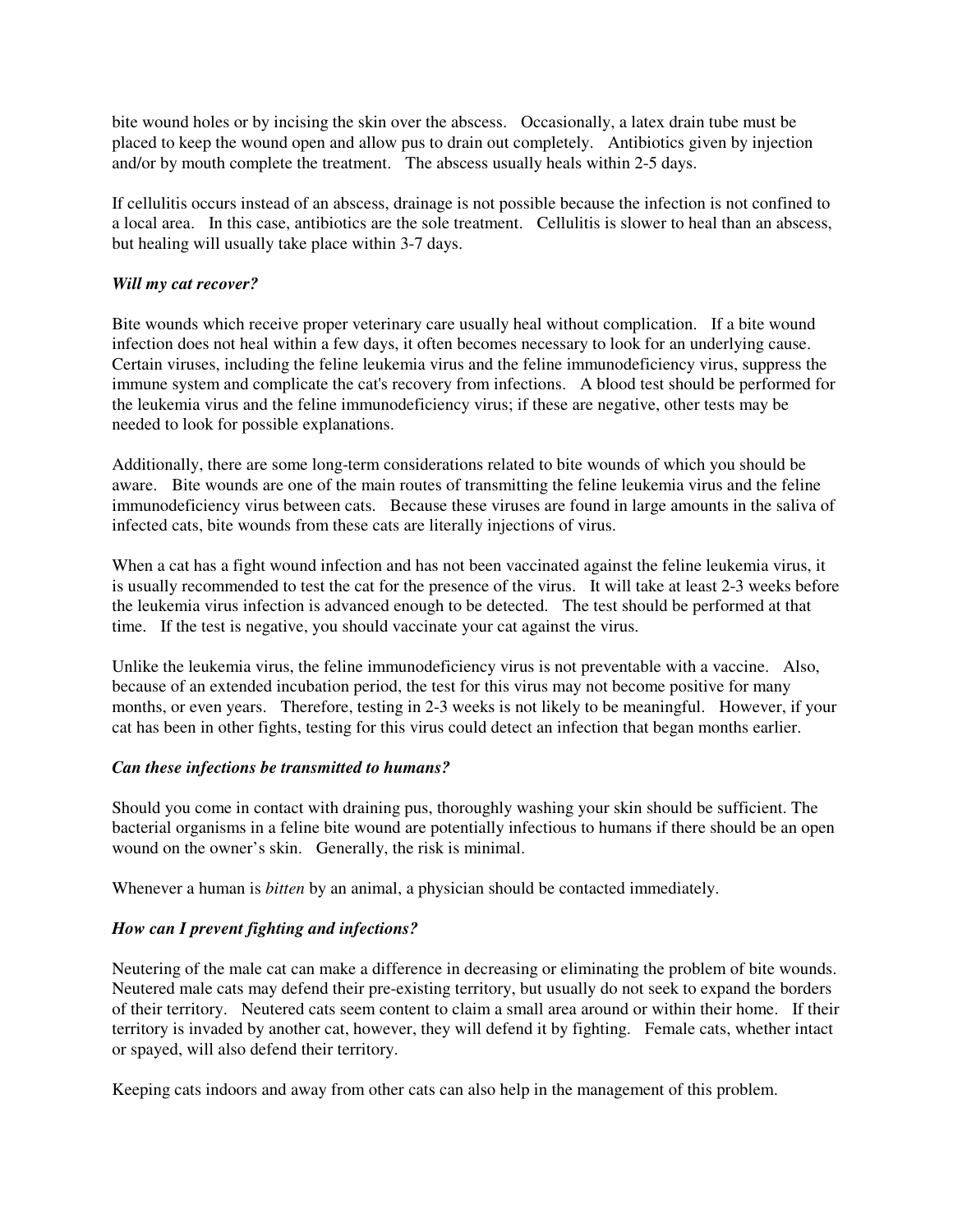bite wound holes or by incising the skin over the abscess. Occasionally, a latex drain tube must be placed to keep the wound open and allow pus to drain out completely. Antibiotics given by injection and/or by mouth complete the treatment. The abscess usually heals within 2-5 days.

If cellulitis occurs instead of an abscess, drainage is not possible because the infection is not confined to a local area. In this case, antibiotics are the sole treatment. Cellulitis is slower to heal than an abscess, but healing will usually take place within 3-7 days.

### *Will my cat recover?*

Bite wounds which receive proper veterinary care usually heal without complication. If a bite wound infection does not heal within a few days, it often becomes necessary to look for an underlying cause. Certain viruses, including the feline leukemia virus and the feline immunodeficiency virus, suppress the immune system and complicate the cat's recovery from infections. A blood test should be performed for the leukemia virus and the feline immunodeficiency virus; if these are negative, other tests may be needed to look for possible explanations.

Additionally, there are some long-term considerations related to bite wounds of which you should be aware. Bite wounds are one of the main routes of transmitting the feline leukemia virus and the feline immunodeficiency virus between cats. Because these viruses are found in large amounts in the saliva of infected cats, bite wounds from these cats are literally injections of virus.

When a cat has a fight wound infection and has not been vaccinated against the feline leukemia virus, it is usually recommended to test the cat for the presence of the virus. It will take at least 2-3 weeks before the leukemia virus infection is advanced enough to be detected. The test should be performed at that time. If the test is negative, you should vaccinate your cat against the virus.

Unlike the leukemia virus, the feline immunodeficiency virus is not preventable with a vaccine. Also, because of an extended incubation period, the test for this virus may not become positive for many months, or even years. Therefore, testing in 2-3 weeks is not likely to be meaningful. However, if your cat has been in other fights, testing for this virus could detect an infection that began months earlier.

### *Can these infections be transmitted to humans?*

Should you come in contact with draining pus, thoroughly washing your skin should be sufficient. The bacterial organisms in a feline bite wound are potentially infectious to humans if there should be an open wound on the owner's skin. Generally, the risk is minimal.

Whenever a human is *bitten* by an animal, a physician should be contacted immediately.

### *How can I prevent fighting and infections?*

Neutering of the male cat can make a difference in decreasing or eliminating the problem of bite wounds. Neutered male cats may defend their pre-existing territory, but usually do not seek to expand the borders of their territory. Neutered cats seem content to claim a small area around or within their home. If their territory is invaded by another cat, however, they will defend it by fighting. Female cats, whether intact or spayed, will also defend their territory.

Keeping cats indoors and away from other cats can also help in the management of this problem.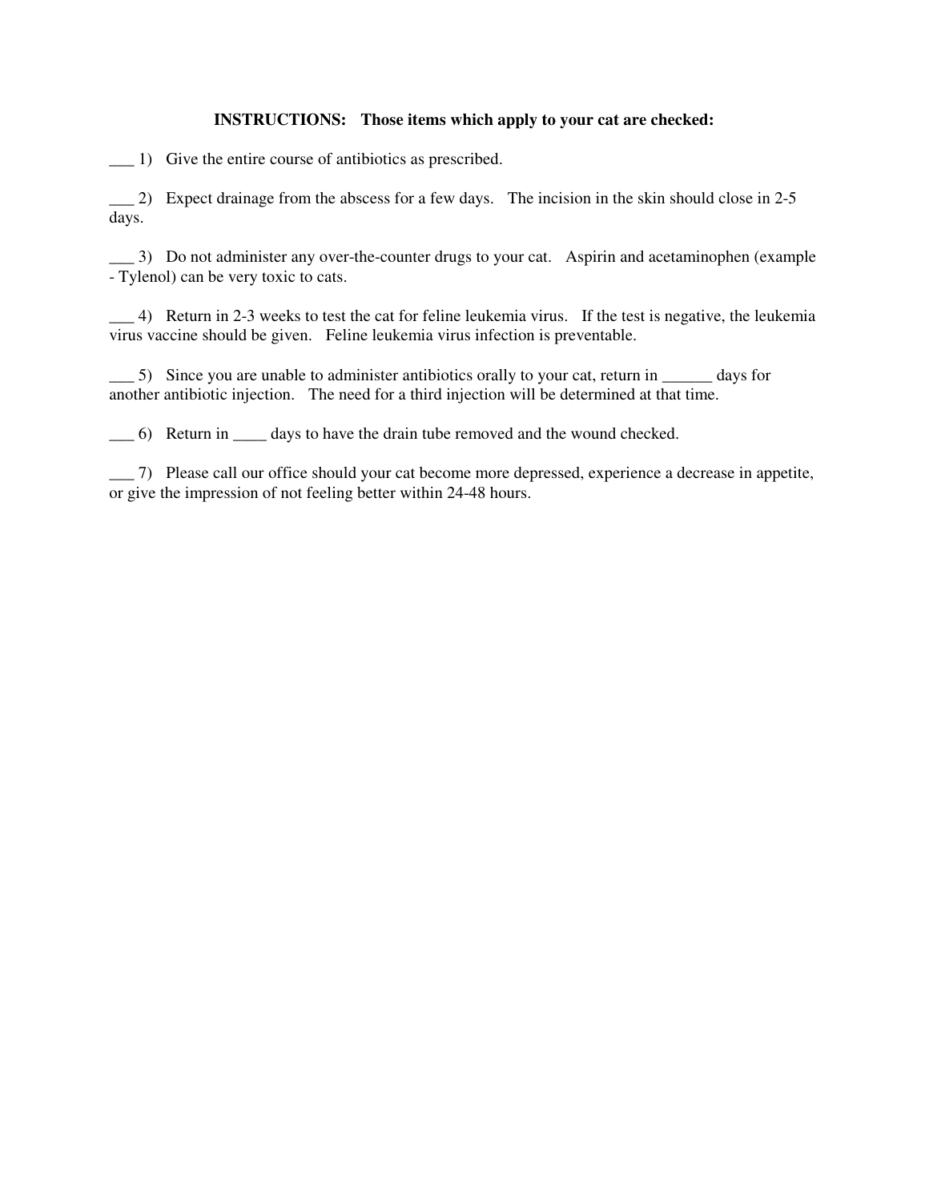**INSTRUCTIONS: Those items which apply to your cat are checked:**

___ 1) Give the entire course of antibiotics as prescribed.

___ 2) Expect drainage from the abscess for a few days. The incision in the skin should close in 2-5 days.

___ 3) Do not administer any over-the-counter drugs to your cat. Aspirin and acetaminophen (example - Tylenol) can be very toxic to cats.

___ 4) Return in 2-3 weeks to test the cat for feline leukemia virus. If the test is negative, the leukemia virus vaccine should be given. Feline leukemia virus infection is preventable.

___ 5) Since you are unable to administer antibiotics orally to your cat, return in ______ days for another antibiotic injection. The need for a third injection will be determined at that time.

___ 6) Return in ____ days to have the drain tube removed and the wound checked.

___ 7) Please call our office should your cat become more depressed, experience a decrease in appetite, or give the impression of not feeling better within 24-48 hours.